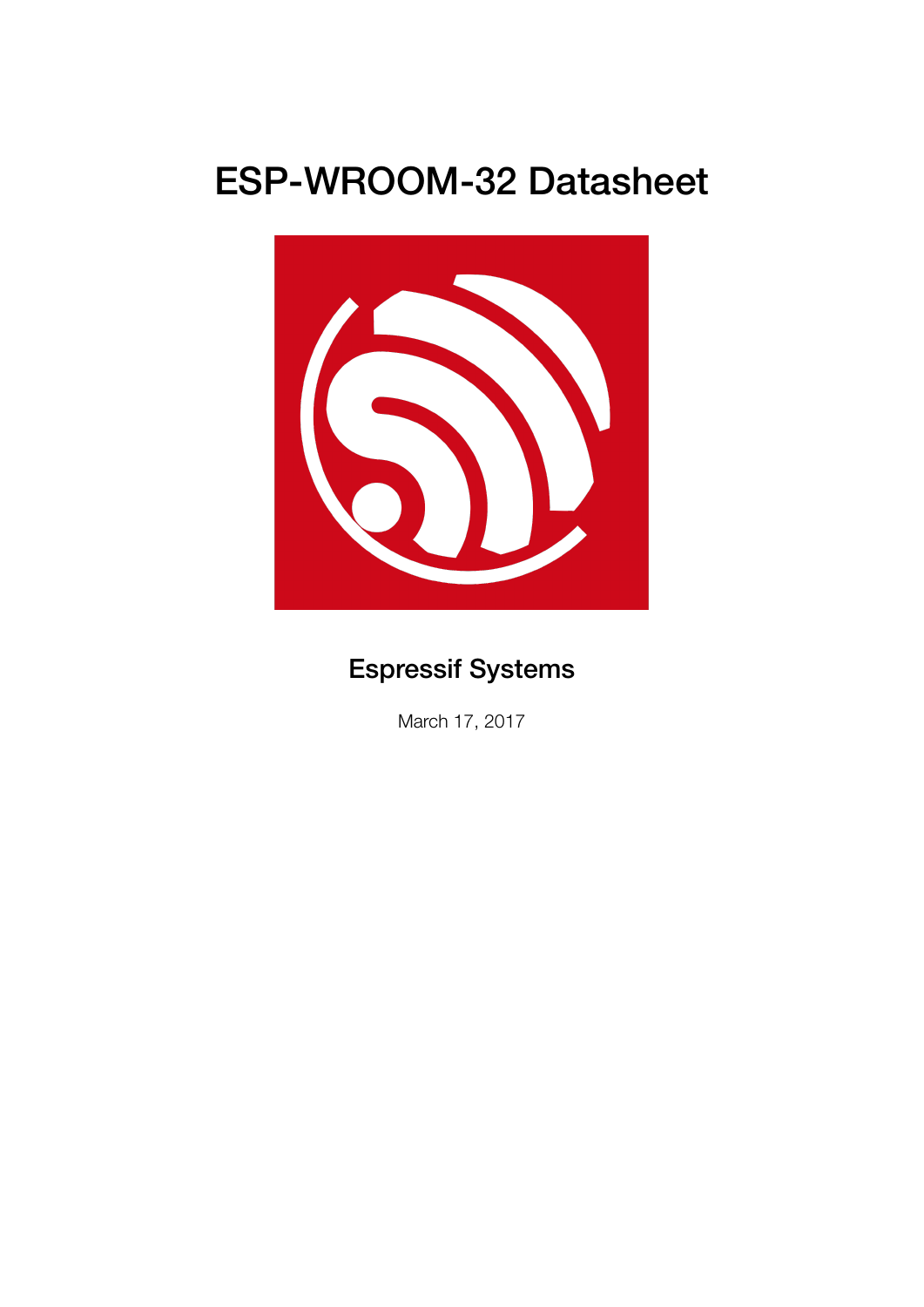# ESP-WROOM-32 Datasheet

**Espressif Systems**

March 17, 2017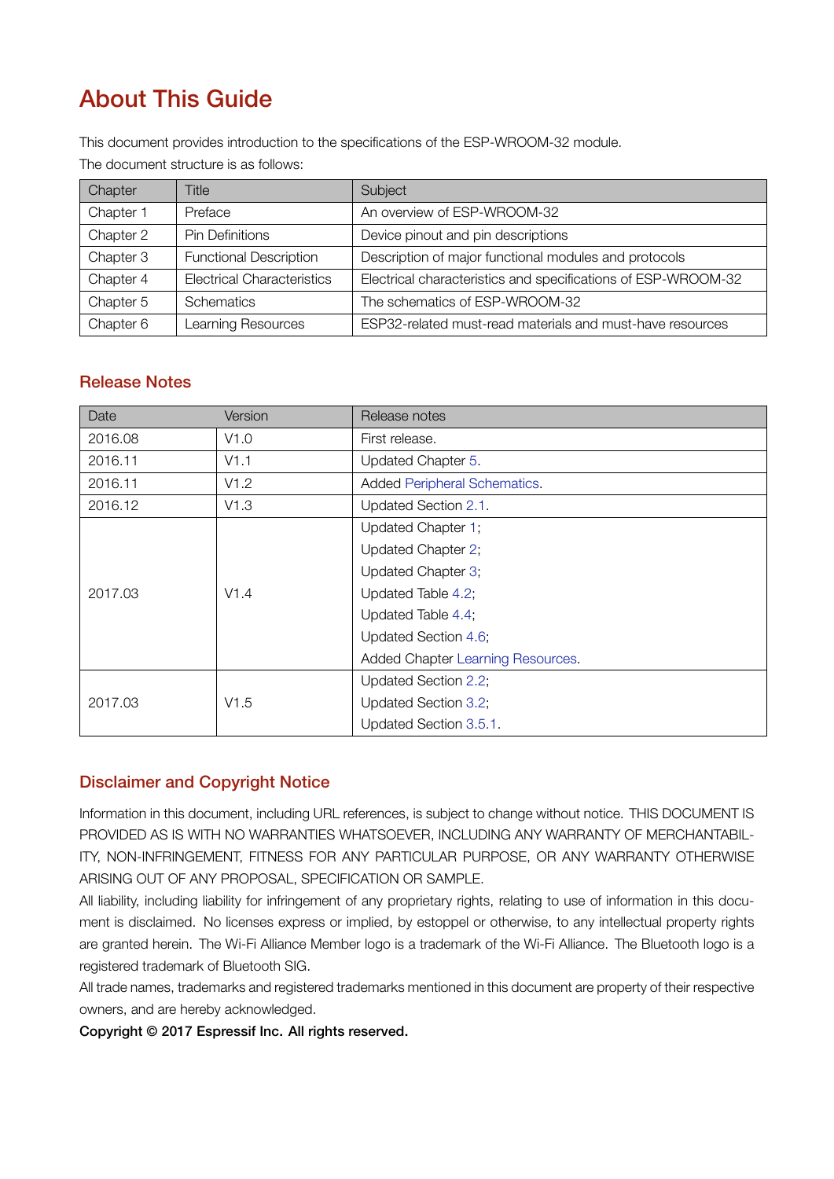# About This Guide

This document provides introduction to the specifications of the ESP-WROOM-32 module.

The document structure is as follows:

| Chapter | Title | Subject |
|---|---|---|
| Chapter 1 | Preface | An overview of ESP-WROOM-32 |
| Chapter 2 | Pin Definitions | Device pinout and pin descriptions |
| Chapter 3 | Functional Description | Description of major functional modules and protocols |
| Chapter 4 | Electrical Characteristics | Electrical characteristics and specifications of ESP-WROOM-32 |
| Chapter 5 | Schematics | The schematics of ESP-WROOM-32 |
| Chapter 6 | Learning Resources | ESP32-related must-read materials and must-have resources |

## Release Notes

| Date | Version | Release notes |
|---|---|---|
| 2016.08 | V1.0 | First release. |
| 2016.11 | V1.1 | Updated Chapter 5. |
| 2016.11 | V1.2 | Added Peripheral Schematics. |
| 2016.12 | V1.3 | Updated Section 2.1. |
| 2017.03 | V1.4 | Updated Chapter 1;<br>Updated Chapter 2;<br>Updated Chapter 3;<br>Updated Table 4.2;<br>Updated Table 4.4;<br>Updated Section 4.6;<br>Added Chapter Learning Resources. |
| 2017.03 | V1.5 | Updated Section 2.2;<br>Updated Section 3.2;<br>Updated Section 3.5.1. |

## Disclaimer and Copyright Notice

Information in this document, including URL references, is subject to change without notice. THIS DOCUMENT IS PROVIDED AS IS WITH NO WARRANTIES WHATSOEVER, INCLUDING ANY WARRANTY OF MERCHANTABILITY, NON-INFRINGEMENT, FITNESS FOR ANY PARTICULAR PURPOSE, OR ANY WARRANTY OTHERWISE ARISING OUT OF ANY PROPOSAL, SPECIFICATION OR SAMPLE.

All liability, including liability for infringement of any proprietary rights, relating to use of information in this document is disclaimed. No licenses express or implied, by estoppel or otherwise, to any intellectual property rights are granted herein. The Wi-Fi Alliance Member logo is a trademark of the Wi-Fi Alliance. The Bluetooth logo is a registered trademark of Bluetooth SIG.

All trade names, trademarks and registered trademarks mentioned in this document are property of their respective owners, and are hereby acknowledged.

**Copyright © 2017 Espressif Inc. All rights reserved.**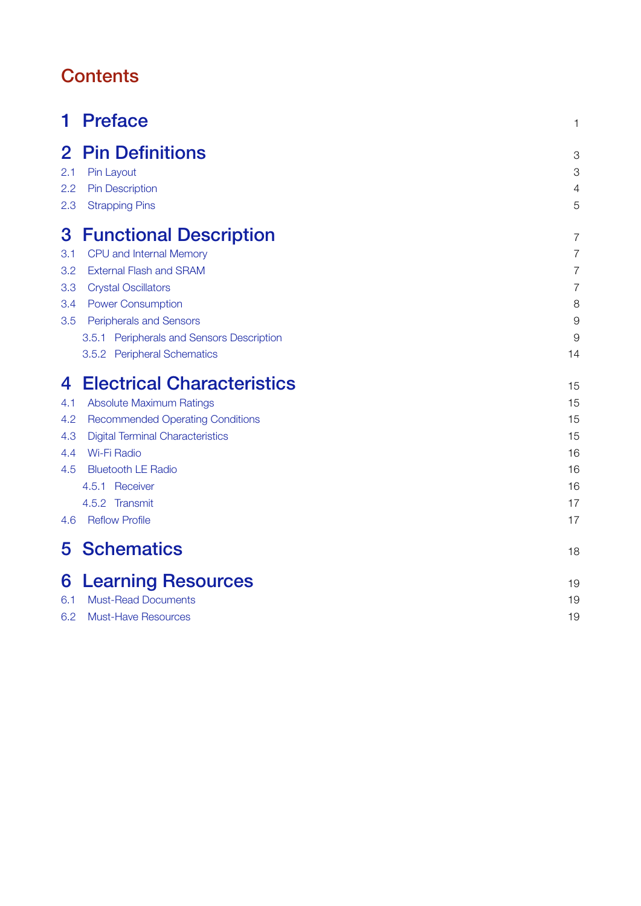# Contents

| | | |
|---|---|---|
| **1** | **Preface** | 1 |
| **2** | **Pin Definitions** | 3 |
| 2.1 | Pin Layout | 3 |
| 2.2 | Pin Description | 4 |
| 2.3 | Strapping Pins | 5 |
| **3** | **Functional Description** | 7 |
| 3.1 | CPU and Internal Memory | 7 |
| 3.2 | External Flash and SRAM | 7 |
| 3.3 | Crystal Oscillators | 7 |
| 3.4 | Power Consumption | 8 |
| 3.5 | Peripherals and Sensors | 9 |
| 3.5.1 | Peripherals and Sensors Description | 9 |
| 3.5.2 | Peripheral Schematics | 14 |
| **4** | **Electrical Characteristics** | 15 |
| 4.1 | Absolute Maximum Ratings | 15 |
| 4.2 | Recommended Operating Conditions | 15 |
| 4.3 | Digital Terminal Characteristics | 15 |
| 4.4 | Wi-Fi Radio | 16 |
| 4.5 | Bluetooth LE Radio | 16 |
| 4.5.1 | Receiver | 16 |
| 4.5.2 | Transmit | 17 |
| 4.6 | Reflow Profile | 17 |
| **5** | **Schematics** | 18 |
| **6** | **Learning Resources** | 19 |
| 6.1 | Must-Read Documents | 19 |
| 6.2 | Must-Have Resources | 19 |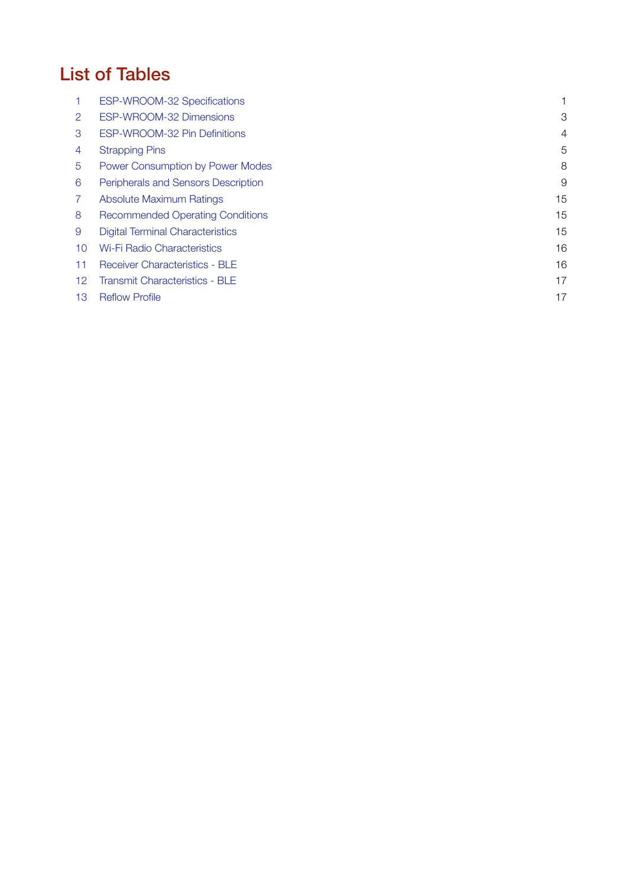# List of Tables

| | | |
|---|---|---|
| 1 | ESP-WROOM-32 Specifications | 1 |
| 2 | ESP-WROOM-32 Dimensions | 3 |
| 3 | ESP-WROOM-32 Pin Definitions | 4 |
| 4 | Strapping Pins | 5 |
| 5 | Power Consumption by Power Modes | 8 |
| 6 | Peripherals and Sensors Description | 9 |
| 7 | Absolute Maximum Ratings | 15 |
| 8 | Recommended Operating Conditions | 15 |
| 9 | Digital Terminal Characteristics | 15 |
| 10 | Wi-Fi Radio Characteristics | 16 |
| 11 | Receiver Characteristics - BLE | 16 |
| 12 | Transmit Characteristics - BLE | 17 |
| 13 | Reflow Profile | 17 |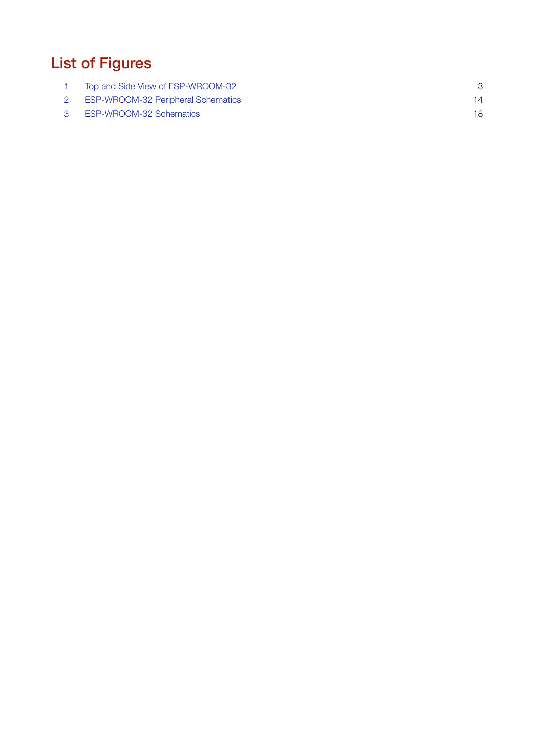## List of Figures

1 Top and Side View of ESP-WROOM-32 3
2 ESP-WROOM-32 Peripheral Schematics 14
3 ESP-WROOM-32 Schematics 18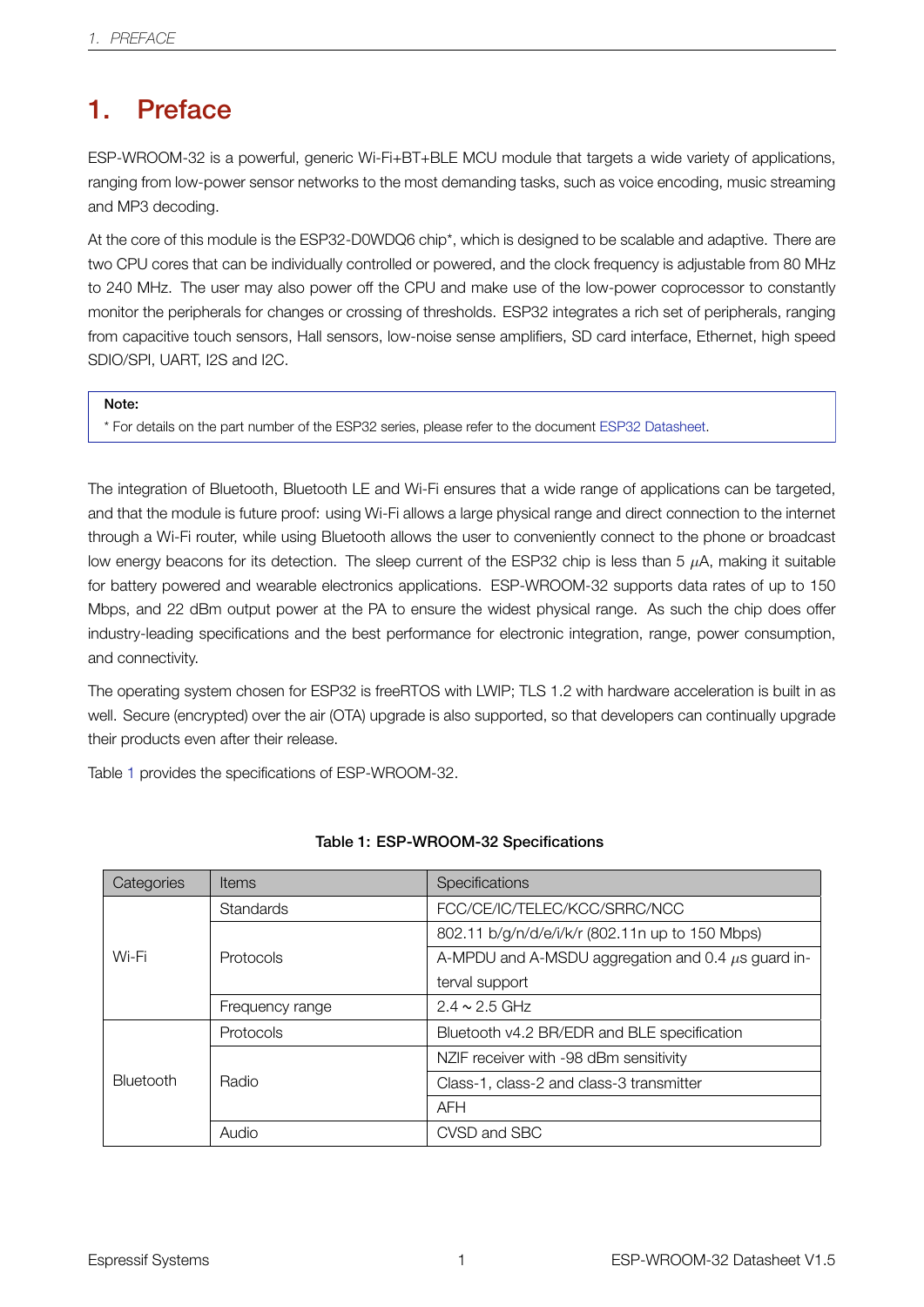# 1. Preface

ESP-WROOM-32 is a powerful, generic Wi-Fi+BT+BLE MCU module that targets a wide variety of applications, ranging from low-power sensor networks to the most demanding tasks, such as voice encoding, music streaming and MP3 decoding.

At the core of this module is the ESP32-D0WDQ6 chip*, which is designed to be scalable and adaptive. There are two CPU cores that can be individually controlled or powered, and the clock frequency is adjustable from 80 MHz to 240 MHz. The user may also power off the CPU and make use of the low-power coprocessor to constantly monitor the peripherals for changes or crossing of thresholds. ESP32 integrates a rich set of peripherals, ranging from capacitive touch sensors, Hall sensors, low-noise sense amplifiers, SD card interface, Ethernet, high speed SDIO/SPI, UART, I2S and I2C.

> **Note:**
> * For details on the part number of the ESP32 series, please refer to the document ESP32 Datasheet.

The integration of Bluetooth, Bluetooth LE and Wi-Fi ensures that a wide range of applications can be targeted, and that the module is future proof: using Wi-Fi allows a large physical range and direct connection to the internet through a Wi-Fi router, while using Bluetooth allows the user to conveniently connect to the phone or broadcast low energy beacons for its detection. The sleep current of the ESP32 chip is less than 5 $\mu$A, making it suitable for battery powered and wearable electronics applications. ESP-WROOM-32 supports data rates of up to 150 Mbps, and 22 dBm output power at the PA to ensure the widest physical range. As such the chip does offer industry-leading specifications and the best performance for electronic integration, range, power consumption, and connectivity.

The operating system chosen for ESP32 is freeRTOS with LWIP; TLS 1.2 with hardware acceleration is built in as well. Secure (encrypted) over the air (OTA) upgrade is also supported, so that developers can continually upgrade their products even after their release.

Table 1 provides the specifications of ESP-WROOM-32.

**Table 1: ESP-WROOM-32 Specifications**

| Categories | Items | Specifications |
|---|---|---|
| Wi-Fi | Standards | FCC/CE/IC/TELEC/KCC/SRRC/NCC |
| | Protocols | 802.11 b/g/n/d/e/i/k/r (802.11n up to 150 Mbps) |
| | | A-MPDU and A-MSDU aggregation and 0.4 $\mu$s guard interval support |
| | Frequency range | 2.4 ~ 2.5 GHz |
| Bluetooth | Protocols | Bluetooth v4.2 BR/EDR and BLE specification |
| | Radio | NZIF receiver with -98 dBm sensitivity |
| | | Class-1, class-2 and class-3 transmitter |
| | | AFH |
| | Audio | CVSD and SBC |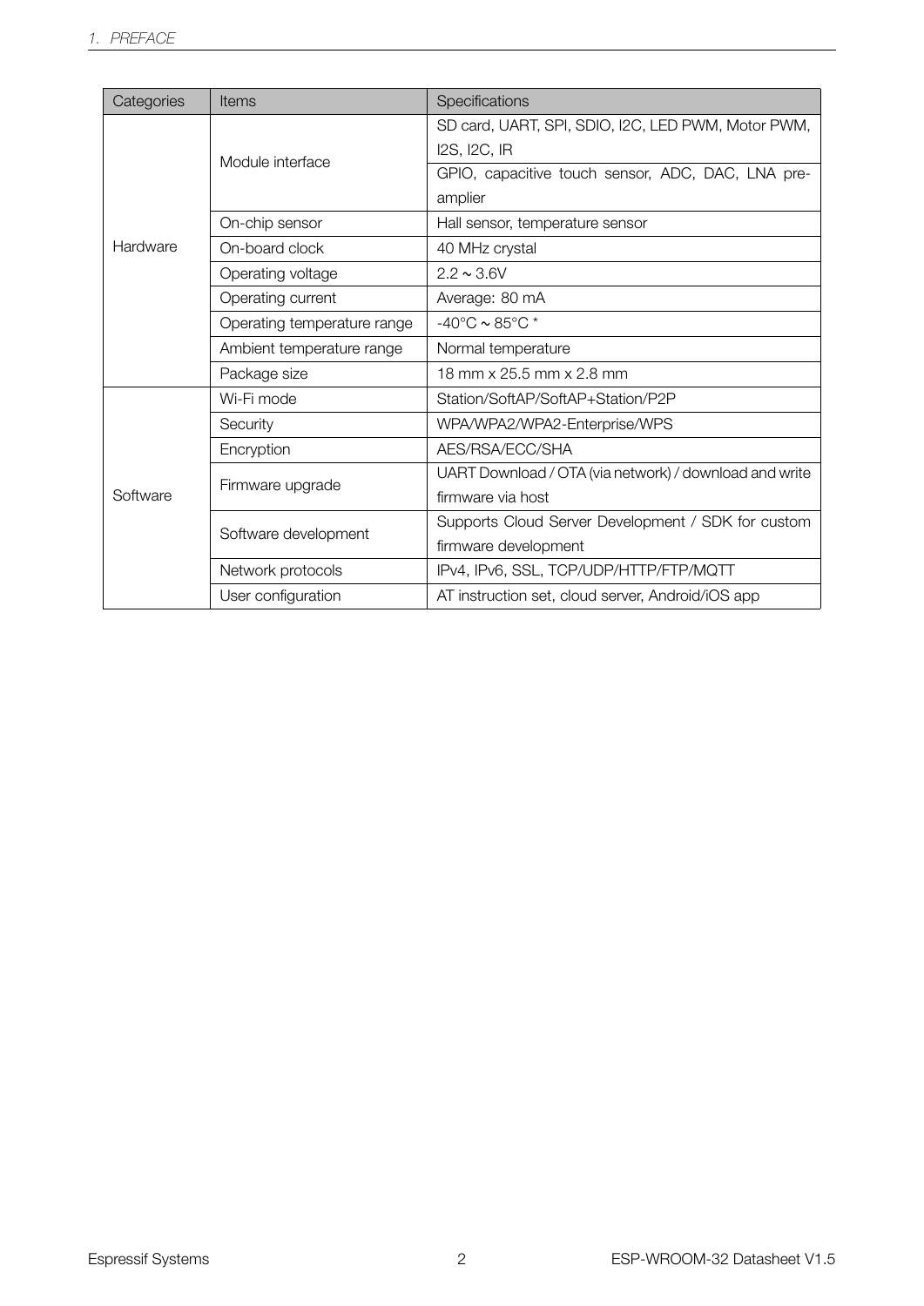| Categories | Items | Specifications |
| --- | --- | --- |
| Hardware | Module interface | SD card, UART, SPI, SDIO, I2C, LED PWM, Motor PWM, I2S, I2C, IR |
| | | GPIO, capacitive touch sensor, ADC, DAC, LNA pre-amplier |
| | On-chip sensor | Hall sensor, temperature sensor |
| | On-board clock | 40 MHz crystal |
| | Operating voltage | 2.2 ~ 3.6V |
| | Operating current | Average: 80 mA |
| | Operating temperature range | -40°C ~ 85°C * |
| | Ambient temperature range | Normal temperature |
| | Package size | 18 mm x 25.5 mm x 2.8 mm |
| Software | Wi-Fi mode | Station/SoftAP/SoftAP+Station/P2P |
| | Security | WPA/WPA2/WPA2-Enterprise/WPS |
| | Encryption | AES/RSA/ECC/SHA |
| | Firmware upgrade | UART Download / OTA (via network) / download and write firmware via host |
| | Software development | Supports Cloud Server Development / SDK for custom firmware development |
| | Network protocols | IPv4, IPv6, SSL, TCP/UDP/HTTP/FTP/MQTT |
| | User configuration | AT instruction set, cloud server, Android/iOS app |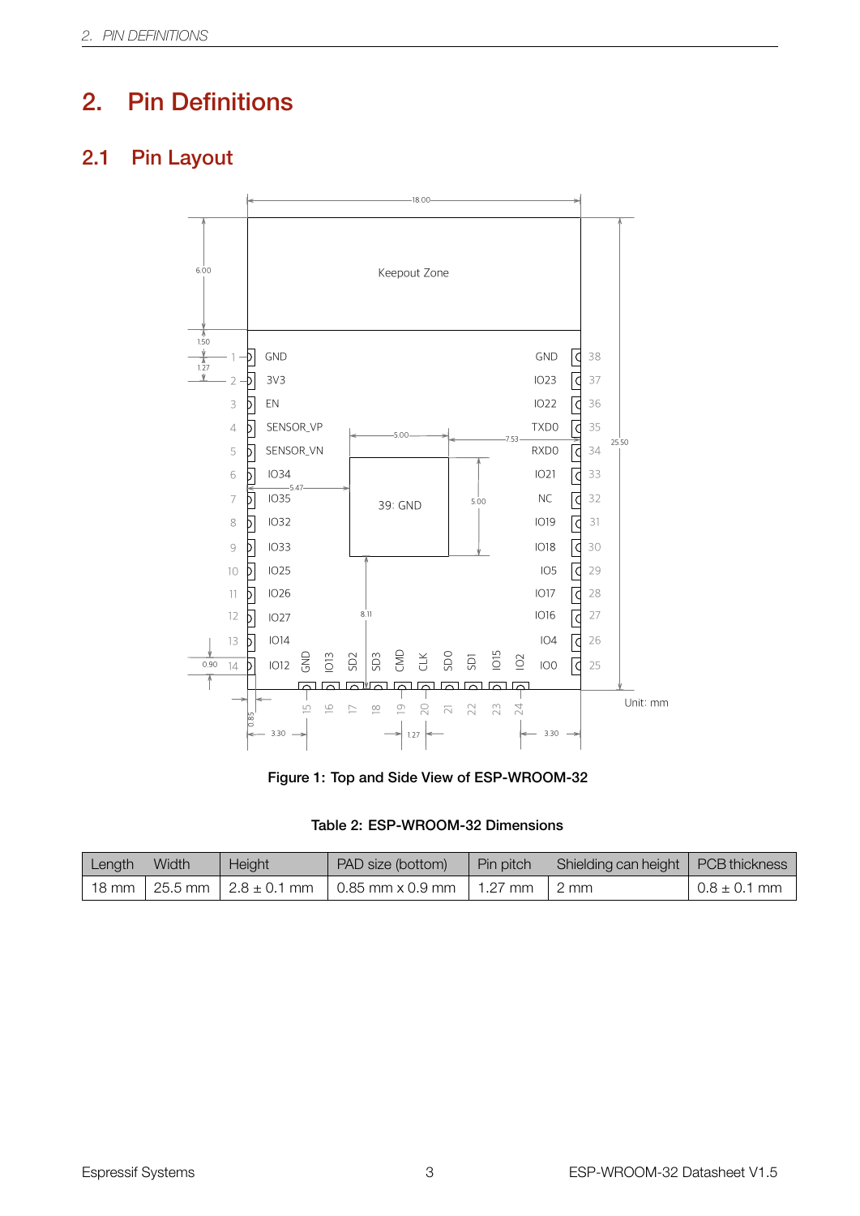# 2. Pin Definitions

## 2.1 Pin Layout

Figure 1: Top and Side View of ESP-WROOM-32

**Table 2: ESP-WROOM-32 Dimensions**

| Length | Width | Height | PAD size (bottom) | Pin pitch | Shielding can height | PCB thickness |
|---|---|---|---|---|---|---|
| 18 mm | 25.5 mm | 2.8 ± 0.1 mm | 0.85 mm x 0.9 mm | 1.27 mm | 2 mm | 0.8 ± 0.1 mm |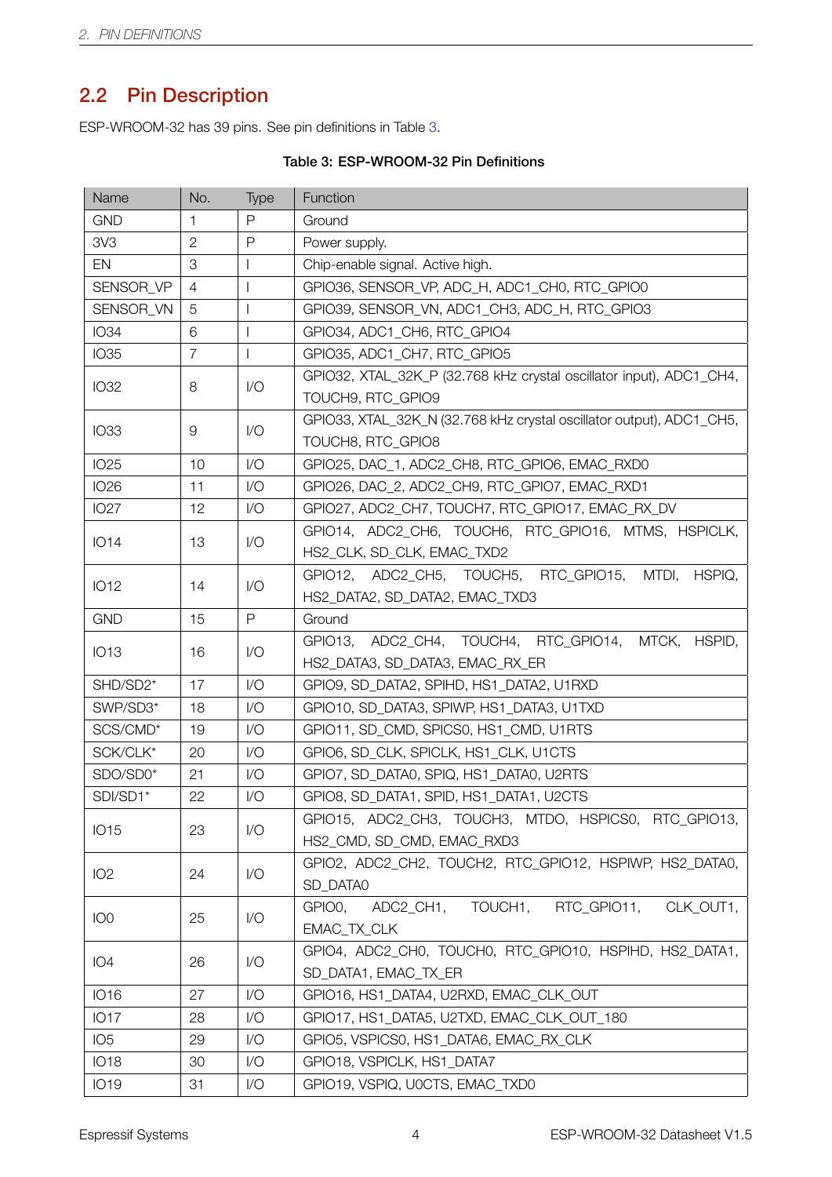## 2.2 Pin Description

ESP-WROOM-32 has 39 pins. See pin definitions in Table 3.

**Table 3: ESP-WROOM-32 Pin Definitions**

| Name | No. | Type | Function |
|---|---|---|---|
| GND | 1 | P | Ground |
| 3V3 | 2 | P | Power supply. |
| EN | 3 | I | Chip-enable signal. Active high. |
| SENSOR_VP | 4 | I | GPIO36, SENSOR_VP, ADC_H, ADC1_CH0, RTC_GPIO0 |
| SENSOR_VN | 5 | I | GPIO39, SENSOR_VN, ADC1_CH3, ADC_H, RTC_GPIO3 |
| IO34 | 6 | I | GPIO34, ADC1_CH6, RTC_GPIO4 |
| IO35 | 7 | I | GPIO35, ADC1_CH7, RTC_GPIO5 |
| IO32 | 8 | I/O | GPIO32, XTAL_32K_P (32.768 kHz crystal oscillator input), ADC1_CH4, TOUCH9, RTC_GPIO9 |
| IO33 | 9 | I/O | GPIO33, XTAL_32K_N (32.768 kHz crystal oscillator output), ADC1_CH5, TOUCH8, RTC_GPIO8 |
| IO25 | 10 | I/O | GPIO25, DAC_1, ADC2_CH8, RTC_GPIO6, EMAC_RXD0 |
| IO26 | 11 | I/O | GPIO26, DAC_2, ADC2_CH9, RTC_GPIO7, EMAC_RXD1 |
| IO27 | 12 | I/O | GPIO27, ADC2_CH7, TOUCH7, RTC_GPIO17, EMAC_RX_DV |
| IO14 | 13 | I/O | GPIO14, ADC2_CH6, TOUCH6, RTC_GPIO16, MTMS, HSPICLK, HS2_CLK, SD_CLK, EMAC_TXD2 |
| IO12 | 14 | I/O | GPIO12, ADC2_CH5, TOUCH5, RTC_GPIO15, MTDI, HSPIQ, HS2_DATA2, SD_DATA2, EMAC_TXD3 |
| GND | 15 | P | Ground |
| IO13 | 16 | I/O | GPIO13, ADC2_CH4, TOUCH4, RTC_GPIO14, MTCK, HSPID, HS2_DATA3, SD_DATA3, EMAC_RX_ER |
| SHD/SD2* | 17 | I/O | GPIO9, SD_DATA2, SPIHD, HS1_DATA2, U1RXD |
| SWP/SD3* | 18 | I/O | GPIO10, SD_DATA3, SPIWP, HS1_DATA3, U1TXD |
| SCS/CMD* | 19 | I/O | GPIO11, SD_CMD, SPICS0, HS1_CMD, U1RTS |
| SCK/CLK* | 20 | I/O | GPIO6, SD_CLK, SPICLK, HS1_CLK, U1CTS |
| SDO/SD0* | 21 | I/O | GPIO7, SD_DATA0, SPIQ, HS1_DATA0, U2RTS |
| SDI/SD1* | 22 | I/O | GPIO8, SD_DATA1, SPID, HS1_DATA1, U2CTS |
| IO15 | 23 | I/O | GPIO15, ADC2_CH3, TOUCH3, MTDO, HSPICS0, RTC_GPIO13, HS2_CMD, SD_CMD, EMAC_RXD3 |
| IO2 | 24 | I/O | GPIO2, ADC2_CH2, TOUCH2, RTC_GPIO12, HSPIWP, HS2_DATA0, SD_DATA0 |
| IO0 | 25 | I/O | GPIO0, ADC2_CH1, TOUCH1, RTC_GPIO11, CLK_OUT1, EMAC_TX_CLK |
| IO4 | 26 | I/O | GPIO4, ADC2_CH0, TOUCH0, RTC_GPIO10, HSPIHD, HS2_DATA1, SD_DATA1, EMAC_TX_ER |
| IO16 | 27 | I/O | GPIO16, HS1_DATA4, U2RXD, EMAC_CLK_OUT |
| IO17 | 28 | I/O | GPIO17, HS1_DATA5, U2TXD, EMAC_CLK_OUT_180 |
| IO5 | 29 | I/O | GPIO5, VSPICS0, HS1_DATA6, EMAC_RX_CLK |
| IO18 | 30 | I/O | GPIO18, VSPICLK, HS1_DATA7 |
| IO19 | 31 | I/O | GPIO19, VSPIQ, U0CTS, EMAC_TXD0 |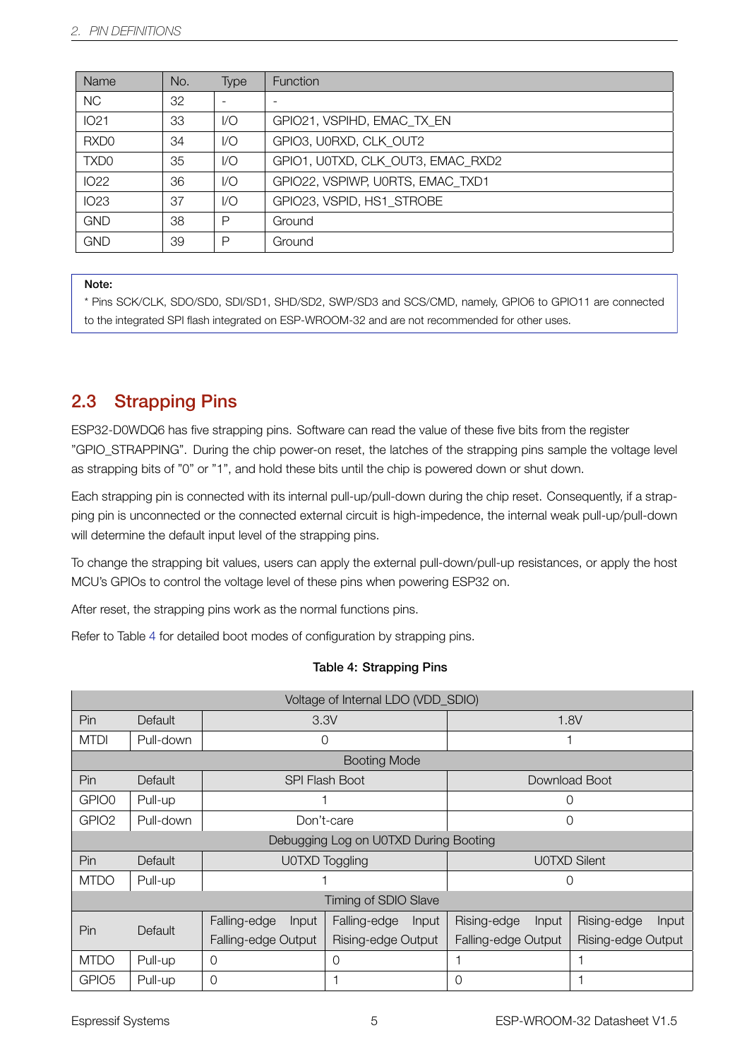| Name | No. | Type | Function |
|---|---|---|---|
| NC | 32 | - | - |
| IO21 | 33 | I/O | GPIO21, VSPIHD, EMAC_TX_EN |
| RXD0 | 34 | I/O | GPIO3, U0RXD, CLK_OUT2 |
| TXD0 | 35 | I/O | GPIO1, U0TXD, CLK_OUT3, EMAC_RXD2 |
| IO22 | 36 | I/O | GPIO22, VSPIWP, U0RTS, EMAC_TXD1 |
| IO23 | 37 | I/O | GPIO23, VSPID, HS1_STROBE |
| GND | 38 | P | Ground |
| GND | 39 | P | Ground |

**Note:**

* Pins SCK/CLK, SDO/SD0, SDI/SD1, SHD/SD2, SWP/SD3 and SCS/CMD, namely, GPIO6 to GPIO11 are connected to the integrated SPI flash integrated on ESP-WROOM-32 and are not recommended for other uses.

## 2.3 Strapping Pins

ESP32-D0WDQ6 has five strapping pins. Software can read the value of these five bits from the register "GPIO_STRAPPING". During the chip power-on reset, the latches of the strapping pins sample the voltage level as strapping bits of "0" or "1", and hold these bits until the chip is powered down or shut down.

Each strapping pin is connected with its internal pull-up/pull-down during the chip reset. Consequently, if a strapping pin is unconnected or the connected external circuit is high-impedence, the internal weak pull-up/pull-down will determine the default input level of the strapping pins.

To change the strapping bit values, users can apply the external pull-down/pull-up resistances, or apply the host MCU's GPIOs to control the voltage level of these pins when powering ESP32 on.

After reset, the strapping pins work as the normal functions pins.

Refer to Table 4 for detailed boot modes of configuration by strapping pins.

**Table 4: Strapping Pins**

| Voltage of Internal LDO (VDD_SDIO) | | | | | |
|---|---|---|---|---|---|
| Pin | Default | 3.3V | | 1.8V | |
| MTDI | Pull-down | 0 | | 1 | |
| **Booting Mode** | | | | | |
| Pin | Default | SPI Flash Boot | | Download Boot | |
| GPIO0 | Pull-up | 1 | | 0 | |
| GPIO2 | Pull-down | Don't-care | | 0 | |
| **Debugging Log on U0TXD During Booting** | | | | | |
| Pin | Default | U0TXD Toggling | | U0TXD Silent | |
| MTDO | Pull-up | 1 | | 0 | |
| **Timing of SDIO Slave** | | | | | |
| Pin | Default | Falling-edge Input Falling-edge Output | Falling-edge Input Rising-edge Output | Rising-edge Input Falling-edge Output | Rising-edge Input Rising-edge Output |
| MTDO | Pull-up | 0 | 0 | 1 | 1 |
| GPIO5 | Pull-up | 0 | 1 | 0 | 1 |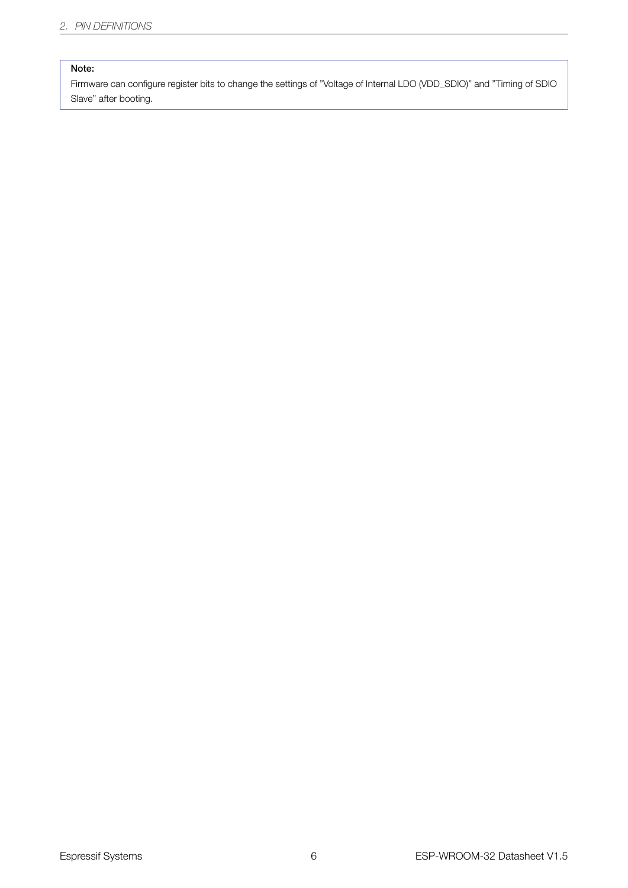**Note:**

Firmware can configure register bits to change the settings of "Voltage of Internal LDO (VDD_SDIO)" and "Timing of SDIO Slave" after booting.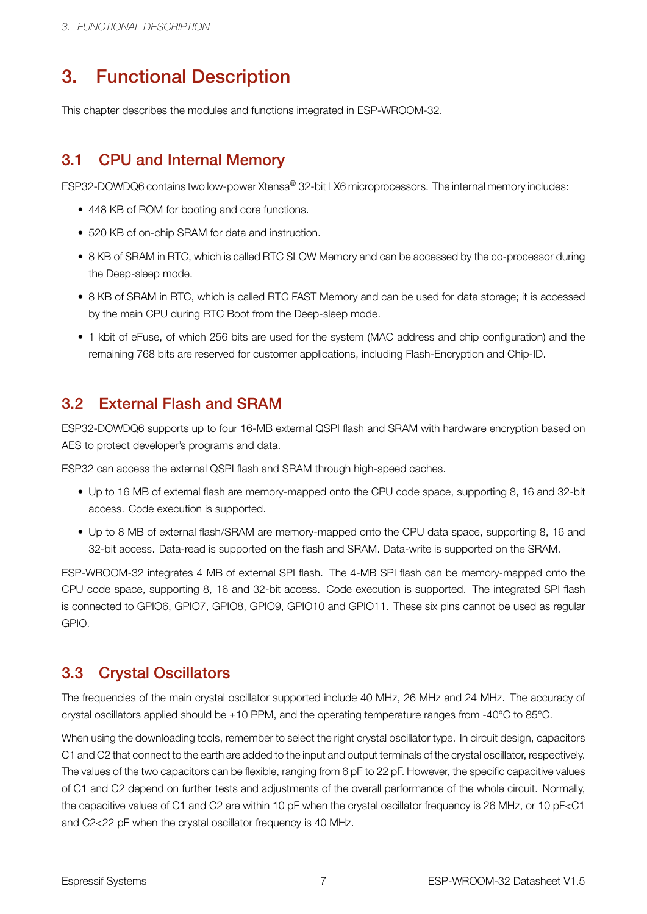# 3. Functional Description

This chapter describes the modules and functions integrated in ESP-WROOM-32.

## 3.1 CPU and Internal Memory

ESP32-DOWDQ6 contains two low-power Xtensa® 32-bit LX6 microprocessors. The internal memory includes:

- 448 KB of ROM for booting and core functions.
- 520 KB of on-chip SRAM for data and instruction.
- 8 KB of SRAM in RTC, which is called RTC SLOW Memory and can be accessed by the co-processor during the Deep-sleep mode.
- 8 KB of SRAM in RTC, which is called RTC FAST Memory and can be used for data storage; it is accessed by the main CPU during RTC Boot from the Deep-sleep mode.
- 1 kbit of eFuse, of which 256 bits are used for the system (MAC address and chip configuration) and the remaining 768 bits are reserved for customer applications, including Flash-Encryption and Chip-ID.

## 3.2 External Flash and SRAM

ESP32-DOWDQ6 supports up to four 16-MB external QSPI flash and SRAM with hardware encryption based on AES to protect developer's programs and data.

ESP32 can access the external QSPI flash and SRAM through high-speed caches.

- Up to 16 MB of external flash are memory-mapped onto the CPU code space, supporting 8, 16 and 32-bit access. Code execution is supported.
- Up to 8 MB of external flash/SRAM are memory-mapped onto the CPU data space, supporting 8, 16 and 32-bit access. Data-read is supported on the flash and SRAM. Data-write is supported on the SRAM.

ESP-WROOM-32 integrates 4 MB of external SPI flash. The 4-MB SPI flash can be memory-mapped onto the CPU code space, supporting 8, 16 and 32-bit access. Code execution is supported. The integrated SPI flash is connected to GPIO6, GPIO7, GPIO8, GPIO9, GPIO10 and GPIO11. These six pins cannot be used as regular GPIO.

## 3.3 Crystal Oscillators

The frequencies of the main crystal oscillator supported include 40 MHz, 26 MHz and 24 MHz. The accuracy of crystal oscillators applied should be ±10 PPM, and the operating temperature ranges from -40°C to 85°C.

When using the downloading tools, remember to select the right crystal oscillator type. In circuit design, capacitors C1 and C2 that connect to the earth are added to the input and output terminals of the crystal oscillator, respectively. The values of the two capacitors can be flexible, ranging from 6 pF to 22 pF. However, the specific capacitive values of C1 and C2 depend on further tests and adjustments of the overall performance of the whole circuit. Normally, the capacitive values of C1 and C2 are within 10 pF when the crystal oscillator frequency is 26 MHz, or 10 pF<C1 and C2<22 pF when the crystal oscillator frequency is 40 MHz.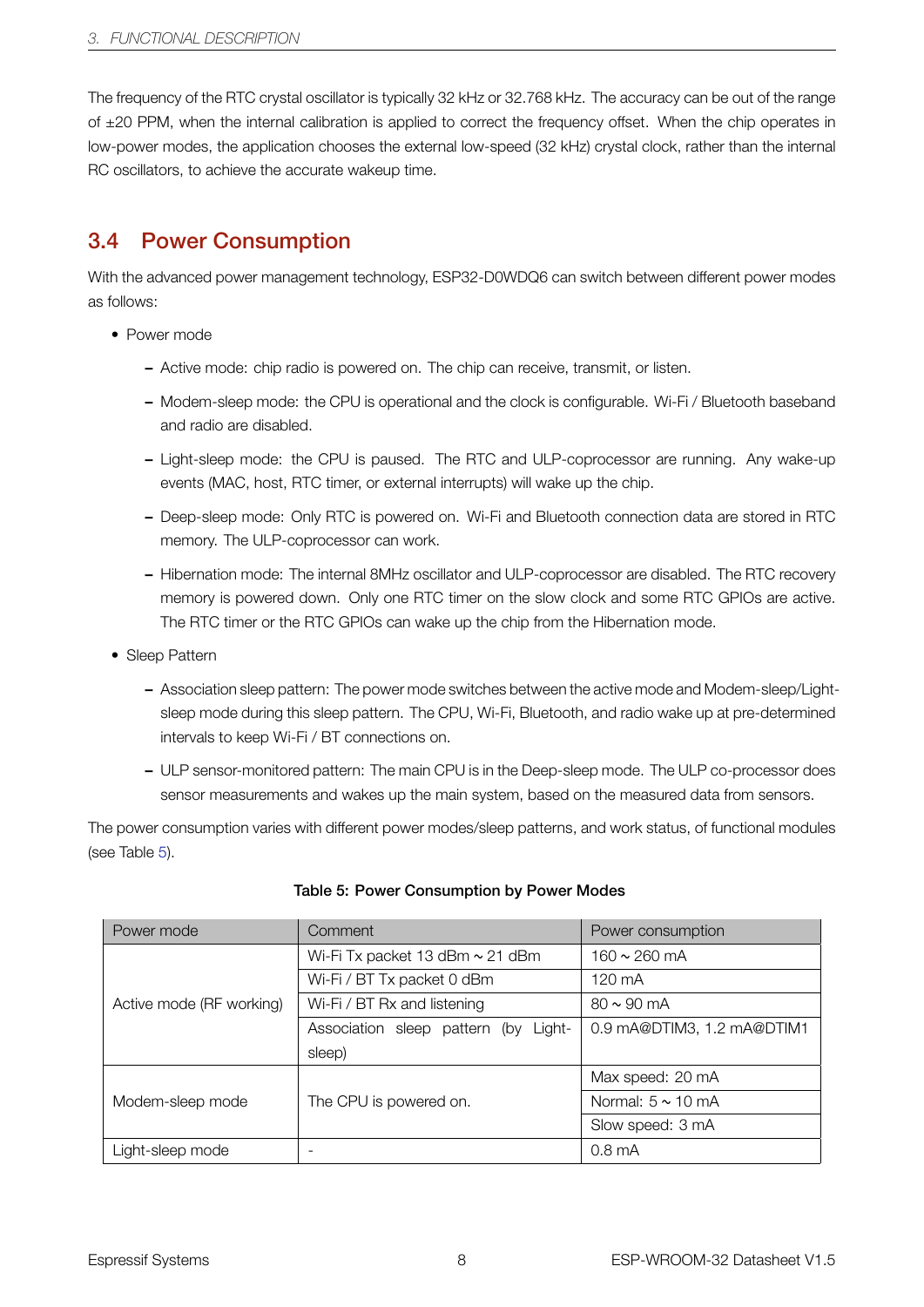The frequency of the RTC crystal oscillator is typically 32 kHz or 32.768 kHz. The accuracy can be out of the range of ±20 PPM, when the internal calibration is applied to correct the frequency offset. When the chip operates in low-power modes, the application chooses the external low-speed (32 kHz) crystal clock, rather than the internal RC oscillators, to achieve the accurate wakeup time.

## 3.4 Power Consumption

With the advanced power management technology, ESP32-D0WDQ6 can switch between different power modes as follows:

- Power mode
  - Active mode: chip radio is powered on. The chip can receive, transmit, or listen.
  - Modem-sleep mode: the CPU is operational and the clock is configurable. Wi-Fi / Bluetooth baseband and radio are disabled.
  - Light-sleep mode: the CPU is paused. The RTC and ULP-coprocessor are running. Any wake-up events (MAC, host, RTC timer, or external interrupts) will wake up the chip.
  - Deep-sleep mode: Only RTC is powered on. Wi-Fi and Bluetooth connection data are stored in RTC memory. The ULP-coprocessor can work.
  - Hibernation mode: The internal 8MHz oscillator and ULP-coprocessor are disabled. The RTC recovery memory is powered down. Only one RTC timer on the slow clock and some RTC GPIOs are active. The RTC timer or the RTC GPIOs can wake up the chip from the Hibernation mode.
- Sleep Pattern
  - Association sleep pattern: The power mode switches between the active mode and Modem-sleep/Light-sleep mode during this sleep pattern. The CPU, Wi-Fi, Bluetooth, and radio wake up at pre-determined intervals to keep Wi-Fi / BT connections on.
  - ULP sensor-monitored pattern: The main CPU is in the Deep-sleep mode. The ULP co-processor does sensor measurements and wakes up the main system, based on the measured data from sensors.

The power consumption varies with different power modes/sleep patterns, and work status, of functional modules (see Table 5).

**Table 5: Power Consumption by Power Modes**

| Power mode | Comment | Power consumption |
|---|---|---|
| Active mode (RF working) | Wi-Fi Tx packet 13 dBm ~ 21 dBm | 160 ~ 260 mA |
| | Wi-Fi / BT Tx packet 0 dBm | 120 mA |
| | Wi-Fi / BT Rx and listening | 80 ~ 90 mA |
| | Association sleep pattern (by Light-sleep) | 0.9 mA@DTIM3, 1.2 mA@DTIM1 |
| Modem-sleep mode | The CPU is powered on. | Max speed: 20 mA |
| | | Normal: 5 ~ 10 mA |
| | | Slow speed: 3 mA |
| Light-sleep mode | - | 0.8 mA |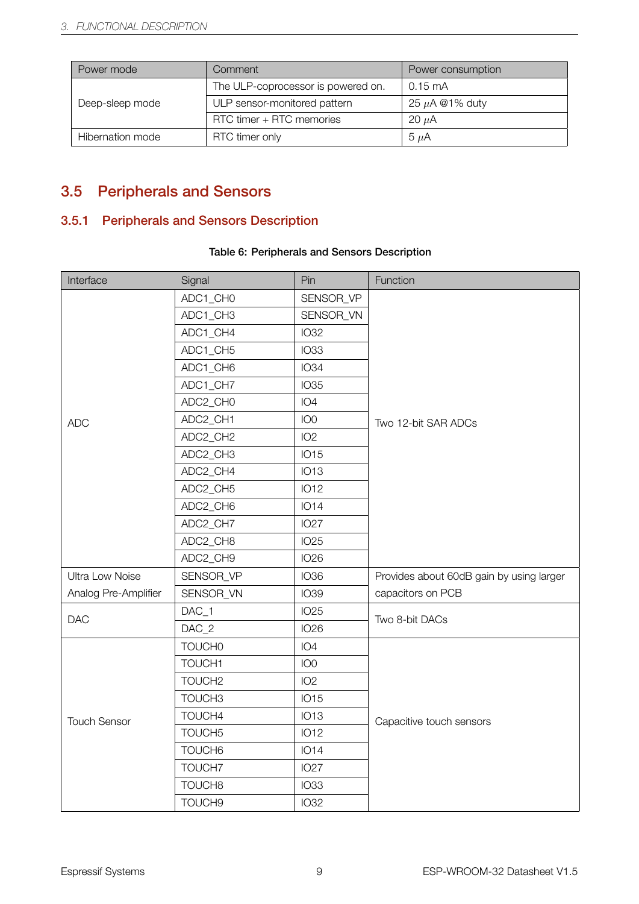| Power mode | Comment | Power consumption |
|---|---|---|
| Deep-sleep mode | The ULP-coprocessor is powered on. | 0.15 mA |
| | ULP sensor-monitored pattern | 25 $\mu$A @1% duty |
| | RTC timer + RTC memories | 20 $\mu$A |
| Hibernation mode | RTC timer only | 5 $\mu$A |

## 3.5 Peripherals and Sensors

### 3.5.1 Peripherals and Sensors Description

**Table 6: Peripherals and Sensors Description**

| Interface | Signal | Pin | Function |
|---|---|---|---|
| ADC | ADC1_CH0 | SENSOR_VP | Two 12-bit SAR ADCs |
| | ADC1_CH3 | SENSOR_VN | |
| | ADC1_CH4 | IO32 | |
| | ADC1_CH5 | IO33 | |
| | ADC1_CH6 | IO34 | |
| | ADC1_CH7 | IO35 | |
| | ADC2_CH0 | IO4 | |
| | ADC2_CH1 | IO0 | |
| | ADC2_CH2 | IO2 | |
| | ADC2_CH3 | IO15 | |
| | ADC2_CH4 | IO13 | |
| | ADC2_CH5 | IO12 | |
| | ADC2_CH6 | IO14 | |
| | ADC2_CH7 | IO27 | |
| | ADC2_CH8 | IO25 | |
| | ADC2_CH9 | IO26 | |
| Ultra Low Noise Analog Pre-Amplifier | SENSOR_VP | IO36 | Provides about 60dB gain by using larger capacitors on PCB |
| | SENSOR_VN | IO39 | |
| DAC | DAC_1 | IO25 | Two 8-bit DACs |
| | DAC_2 | IO26 | |
| Touch Sensor | TOUCH0 | IO4 | Capacitive touch sensors |
| | TOUCH1 | IO0 | |
| | TOUCH2 | IO2 | |
| | TOUCH3 | IO15 | |
| | TOUCH4 | IO13 | |
| | TOUCH5 | IO12 | |
| | TOUCH6 | IO14 | |
| | TOUCH7 | IO27 | |
| | TOUCH8 | IO33 | |
| | TOUCH9 | IO32 | |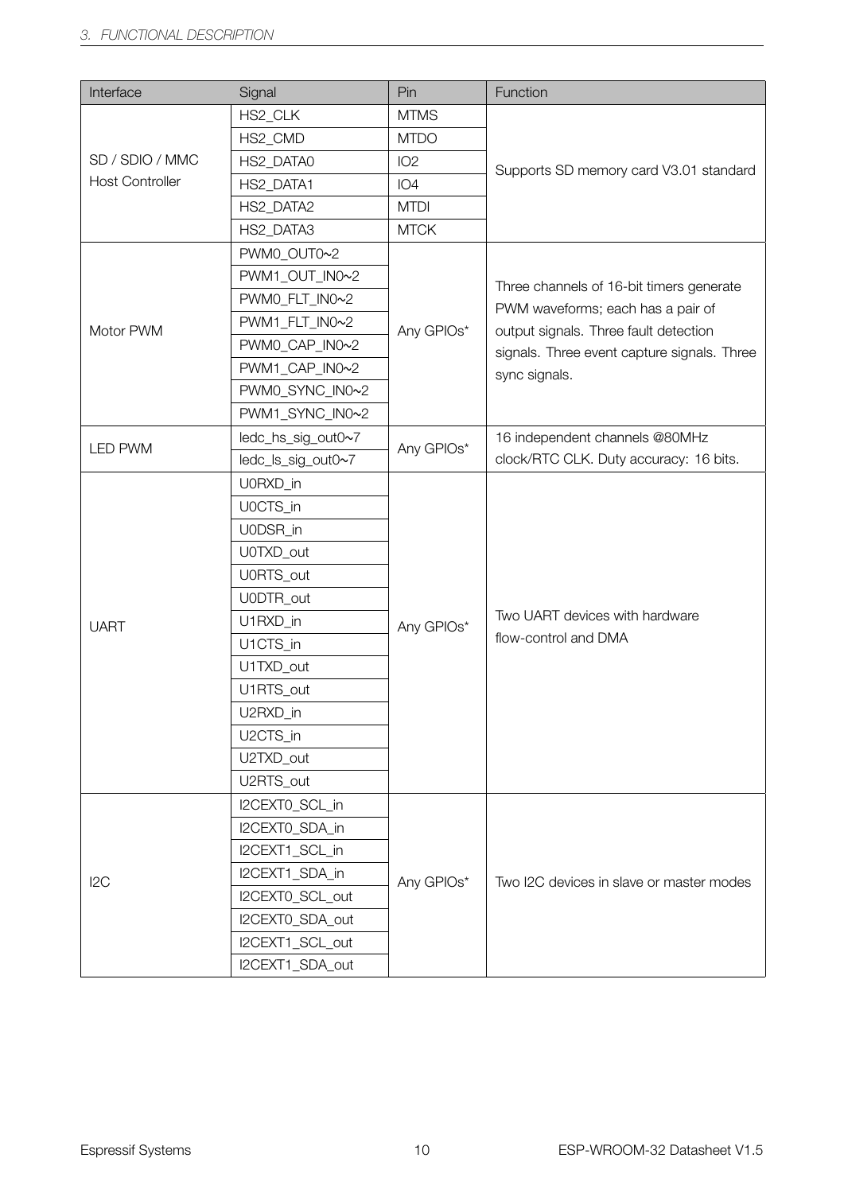| Interface | Signal | Pin | Function |
|---|---|---|---|
| SD / SDIO / MMC Host Controller | HS2_CLK | MTMS | Supports SD memory card V3.01 standard |
| | HS2_CMD | MTDO | |
| | HS2_DATA0 | IO2 | |
| | HS2_DATA1 | IO4 | |
| | HS2_DATA2 | MTDI | |
| | HS2_DATA3 | MTCK | |
| Motor PWM | PWM0_OUT0~2 | Any GPIOs* | Three channels of 16-bit timers generate PWM waveforms; each has a pair of output signals. Three fault detection signals. Three event capture signals. Three sync signals. |
| | PWM1_OUT_IN0~2 | | |
| | PWM0_FLT_IN0~2 | | |
| | PWM1_FLT_IN0~2 | | |
| | PWM0_CAP_IN0~2 | | |
| | PWM1_CAP_IN0~2 | | |
| | PWM0_SYNC_IN0~2 | | |
| | PWM1_SYNC_IN0~2 | | |
| LED PWM | ledc_hs_sig_out0~7 | Any GPIOs* | 16 independent channels @80MHz clock/RTC CLK. Duty accuracy: 16 bits. |
| | ledc_ls_sig_out0~7 | | |
| UART | U0RXD_in | Any GPIOs* | Two UART devices with hardware flow-control and DMA |
| | U0CTS_in | | |
| | U0DSR_in | | |
| | U0TXD_out | | |
| | U0RTS_out | | |
| | U0DTR_out | | |
| | U1RXD_in | | |
| | U1CTS_in | | |
| | U1TXD_out | | |
| | U1RTS_out | | |
| | U2RXD_in | | |
| | U2CTS_in | | |
| | U2TXD_out | | |
| | U2RTS_out | | |
| I2C | I2CEXT0_SCL_in | Any GPIOs* | Two I2C devices in slave or master modes |
| | I2CEXT0_SDA_in | | |
| | I2CEXT1_SCL_in | | |
| | I2CEXT1_SDA_in | | |
| | I2CEXT0_SCL_out | | |
| | I2CEXT0_SDA_out | | |
| | I2CEXT1_SCL_out | | |
| | I2CEXT1_SDA_out | | |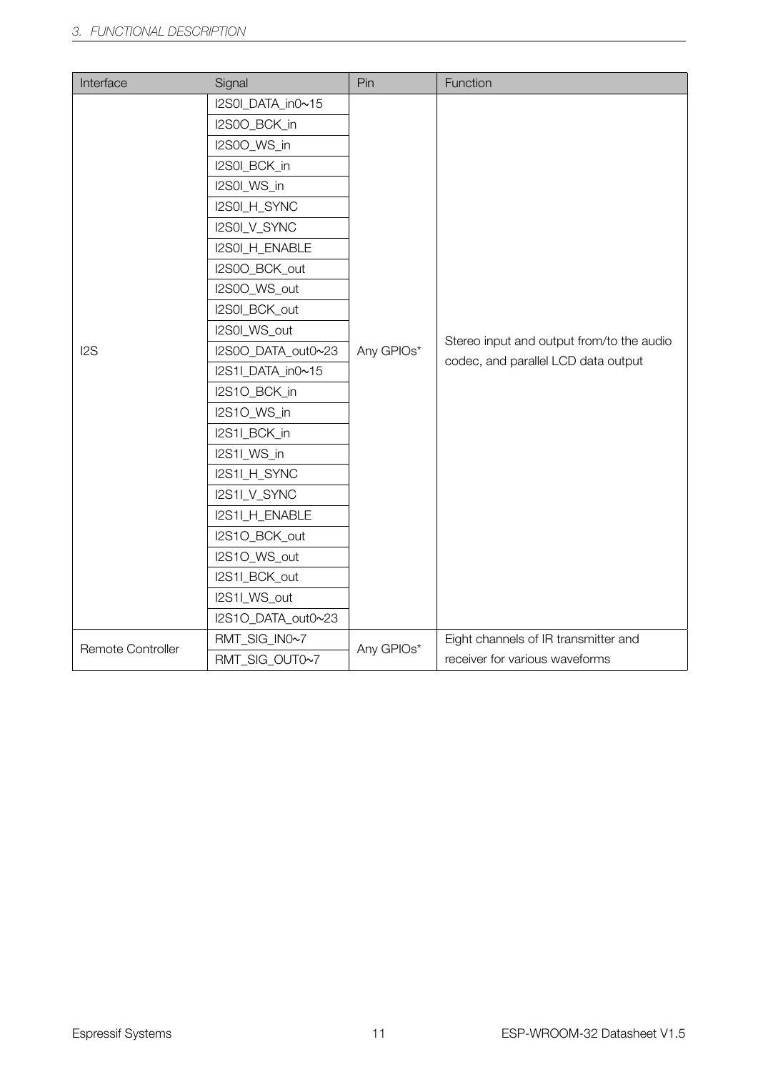| Interface | Signal | Pin | Function |
|---|---|---|---|
| I2S | I2S0I_DATA_in0~15 | Any GPIOs* | Stereo input and output from/to the audio codec, and parallel LCD data output |
| | I2S0O_BCK_in | | |
| | I2S0O_WS_in | | |
| | I2S0I_BCK_in | | |
| | I2S0I_WS_in | | |
| | I2S0I_H_SYNC | | |
| | I2S0I_V_SYNC | | |
| | I2S0I_H_ENABLE | | |
| | I2S0O_BCK_out | | |
| | I2S0O_WS_out | | |
| | I2S0I_BCK_out | | |
| | I2S0I_WS_out | | |
| | I2S0O_DATA_out0~23 | | |
| | I2S1I_DATA_in0~15 | | |
| | I2S1O_BCK_in | | |
| | I2S1O_WS_in | | |
| | I2S1I_BCK_in | | |
| | I2S1I_WS_in | | |
| | I2S1I_H_SYNC | | |
| | I2S1I_V_SYNC | | |
| | I2S1I_H_ENABLE | | |
| | I2S1O_BCK_out | | |
| | I2S1O_WS_out | | |
| | I2S1I_BCK_out | | |
| | I2S1I_WS_out | | |
| | I2S1O_DATA_out0~23 | | |
| Remote Controller | RMT_SIG_IN0~7 | Any GPIOs* | Eight channels of IR transmitter and receiver for various waveforms |
| | RMT_SIG_OUT0~7 | | |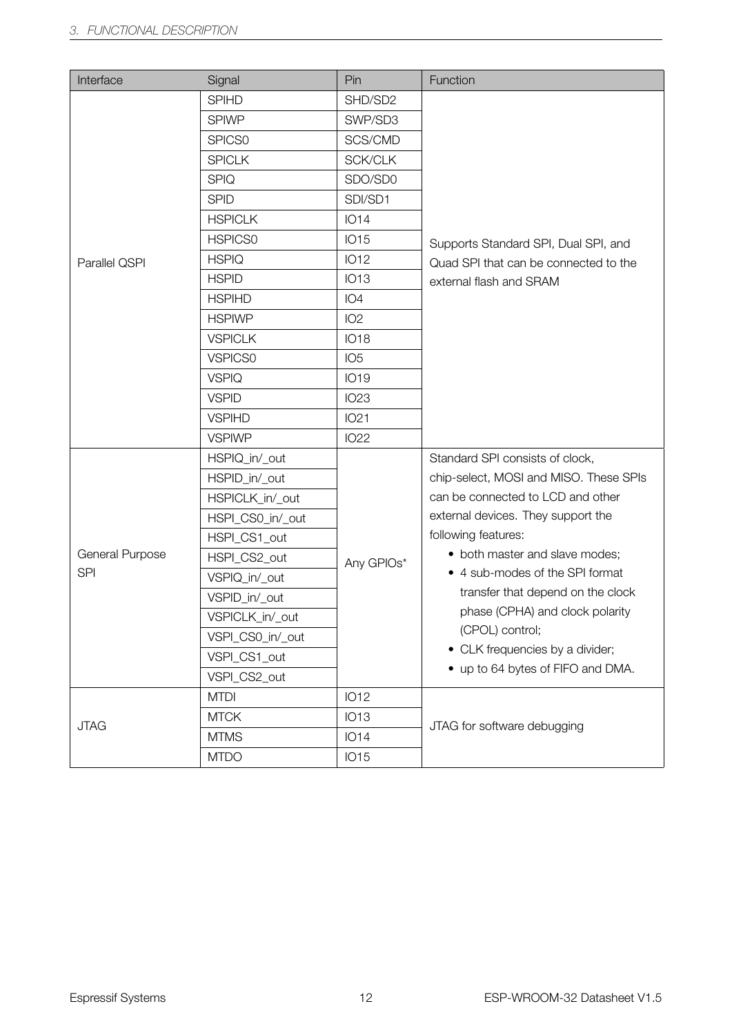| Interface | Signal | Pin | Function |
| --- | --- | --- | --- |
| Parallel QSPI | SPIHD | SHD/SD2 | Supports Standard SPI, Dual SPI, and Quad SPI that can be connected to the external flash and SRAM |
| | SPIWP | SWP/SD3 | |
| | SPICS0 | SCS/CMD | |
| | SPICLK | SCK/CLK | |
| | SPIQ | SDO/SD0 | |
| | SPID | SDI/SD1 | |
| | HSPICLK | IO14 | |
| | HSPICS0 | IO15 | |
| | HSPIQ | IO12 | |
| | HSPID | IO13 | |
| | HSPIHD | IO4 | |
| | HSPIWP | IO2 | |
| | VSPICLK | IO18 | |
| | VSPICS0 | IO5 | |
| | VSPIQ | IO19 | |
| | VSPID | IO23 | |
| | VSPIHD | IO21 | |
| | VSPIWP | IO22 | |
| General Purpose SPI | HSPIQ_in/_out | Any GPIOs* | Standard SPI consists of clock, chip-select, MOSI and MISO. These SPIs can be connected to LCD and other external devices. They support the following features: • both master and slave modes; • 4 sub-modes of the SPI format transfer that depend on the clock phase (CPHA) and clock polarity (CPOL) control; • CLK frequencies by a divider; • up to 64 bytes of FIFO and DMA. |
| | HSPID_in/_out | | |
| | HSPICLK_in/_out | | |
| | HSPI_CS0_in/_out | | |
| | HSPI_CS1_out | | |
| | HSPI_CS2_out | | |
| | VSPIQ_in/_out | | |
| | VSPID_in/_out | | |
| | VSPICLK_in/_out | | |
| | VSPI_CS0_in/_out | | |
| | VSPI_CS1_out | | |
| | VSPI_CS2_out | | |
| JTAG | MTDI | IO12 | JTAG for software debugging |
| | MTCK | IO13 | |
| | MTMS | IO14 | |
| | MTDO | IO15 | |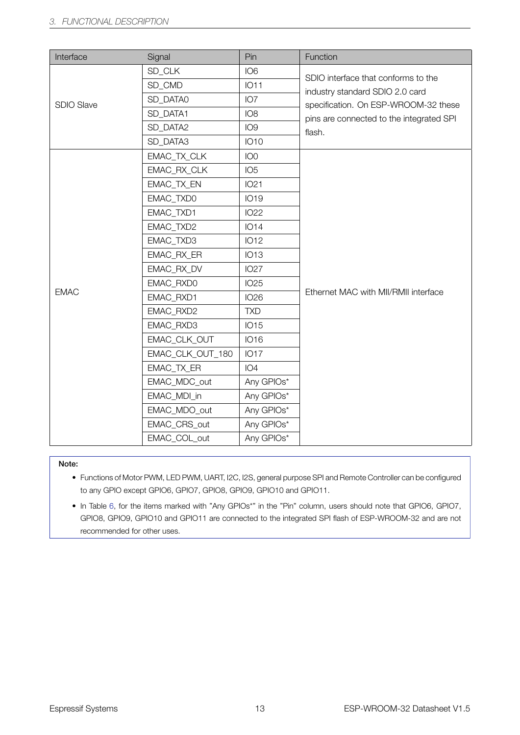| Interface | Signal | Pin | Function |
| --- | --- | --- | --- |
| SDIO Slave | SD_CLK | IO6 | SDIO interface that conforms to the industry standard SDIO 2.0 card specification. On ESP-WROOM-32 these pins are connected to the integrated SPI flash. |
| | SD_CMD | IO11 | |
| | SD_DATA0 | IO7 | |
| | SD_DATA1 | IO8 | |
| | SD_DATA2 | IO9 | |
| | SD_DATA3 | IO10 | |
| EMAC | EMAC_TX_CLK | IO0 | Ethernet MAC with MII/RMII interface |
| | EMAC_RX_CLK | IO5 | |
| | EMAC_TX_EN | IO21 | |
| | EMAC_TXD0 | IO19 | |
| | EMAC_TXD1 | IO22 | |
| | EMAC_TXD2 | IO14 | |
| | EMAC_TXD3 | IO12 | |
| | EMAC_RX_ER | IO13 | |
| | EMAC_RX_DV | IO27 | |
| | EMAC_RXD0 | IO25 | |
| | EMAC_RXD1 | IO26 | |
| | EMAC_RXD2 | TXD | |
| | EMAC_RXD3 | IO15 | |
| | EMAC_CLK_OUT | IO16 | |
| | EMAC_CLK_OUT_180 | IO17 | |
| | EMAC_TX_ER | IO4 | |
| | EMAC_MDC_out | Any GPIOs* | |
| | EMAC_MDI_in | Any GPIOs* | |
| | EMAC_MDO_out | Any GPIOs* | |
| | EMAC_CRS_out | Any GPIOs* | |
| | EMAC_COL_out | Any GPIOs* | |

**Note:**

- Functions of Motor PWM, LED PWM, UART, I2C, I2S, general purpose SPI and Remote Controller can be configured to any GPIO except GPIO6, GPIO7, GPIO8, GPIO9, GPIO10 and GPIO11.
- In Table 6, for the items marked with "Any GPIOs*" in the "Pin" column, users should note that GPIO6, GPIO7, GPIO8, GPIO9, GPIO10 and GPIO11 are connected to the integrated SPI flash of ESP-WROOM-32 and are not recommended for other uses.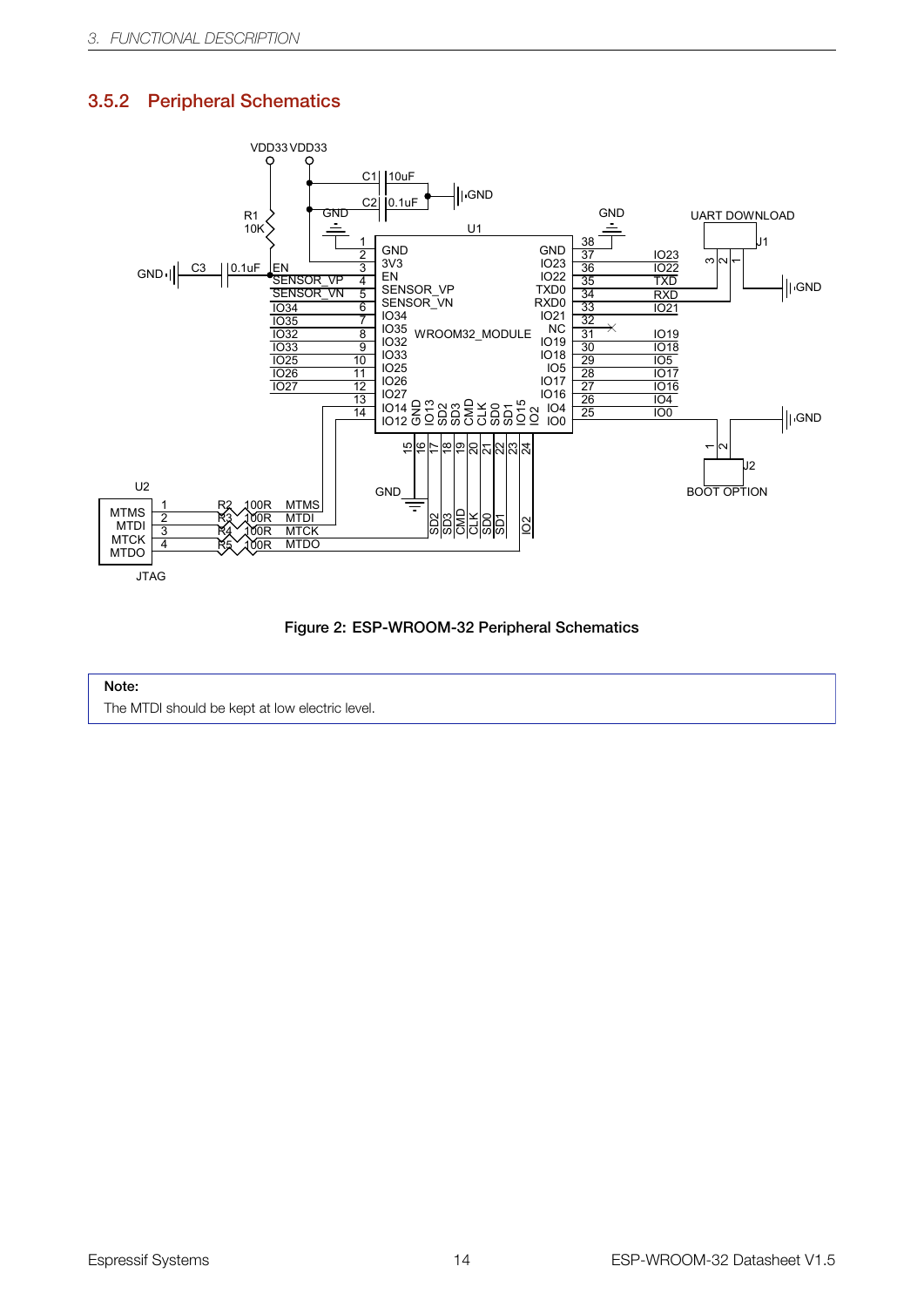### 3.5.2 Peripheral Schematics

Figure 2: ESP-WROOM-32 Peripheral Schematics

**Note:**

The MTDI should be kept at low electric level.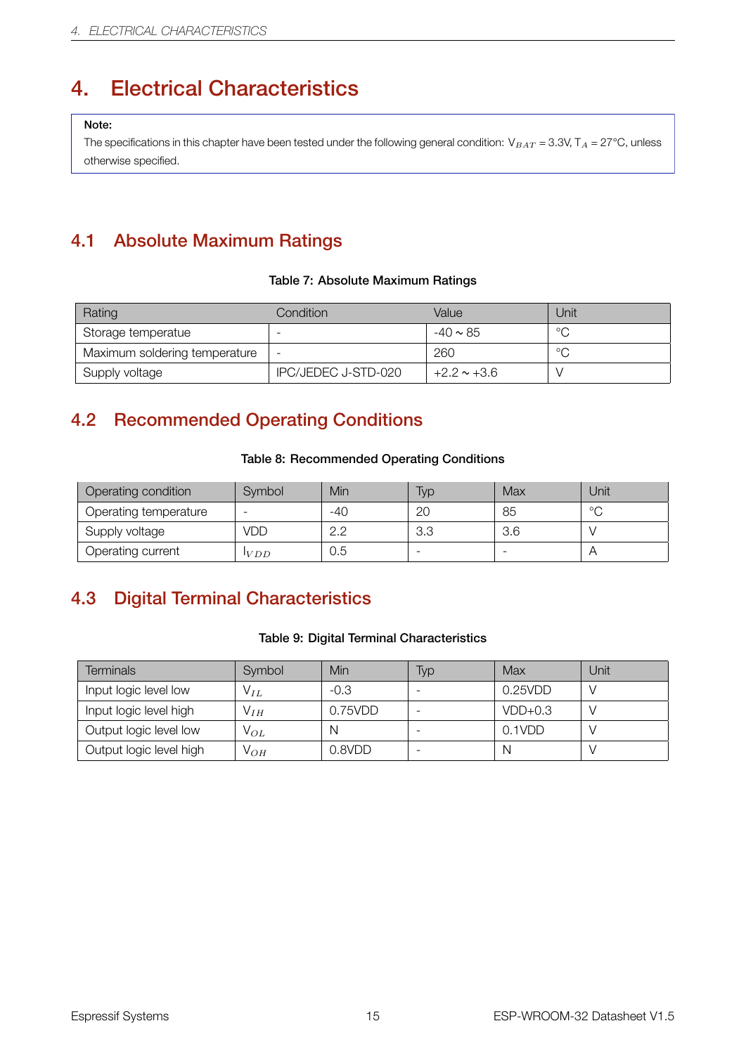# 4. Electrical Characteristics

> **Note:**
> The specifications in this chapter have been tested under the following general condition: $V_{BAT}$ = 3.3V, $T_A$ = 27°C, unless otherwise specified.

## 4.1 Absolute Maximum Ratings

**Table 7: Absolute Maximum Ratings**

| Rating | Condition | Value | Unit |
|---|---|---|---|
| Storage temperatue | - | -40 ~ 85 | °C |
| Maximum soldering temperature | - | 260 | °C |
| Supply voltage | IPC/JEDEC J-STD-020 | +2.2 ~ +3.6 | V |

## 4.2 Recommended Operating Conditions

**Table 8: Recommended Operating Conditions**

| Operating condition | Symbol | Min | Typ | Max | Unit |
|---|---|---|---|---|---|
| Operating temperature | - | -40 | 20 | 85 | °C |
| Supply voltage | VDD | 2.2 | 3.3 | 3.6 | V |
| Operating current | $I_{VDD}$ | 0.5 | - | - | A |

## 4.3 Digital Terminal Characteristics

**Table 9: Digital Terminal Characteristics**

| Terminals | Symbol | Min | Typ | Max | Unit |
|---|---|---|---|---|---|
| Input logic level low | $V_{IL}$ | -0.3 | - | 0.25VDD | V |
| Input logic level high | $V_{IH}$ | 0.75VDD | - | VDD+0.3 | V |
| Output logic level low | $V_{OL}$ | N | - | 0.1VDD | V |
| Output logic level high | $V_{OH}$ | 0.8VDD | - | N | V |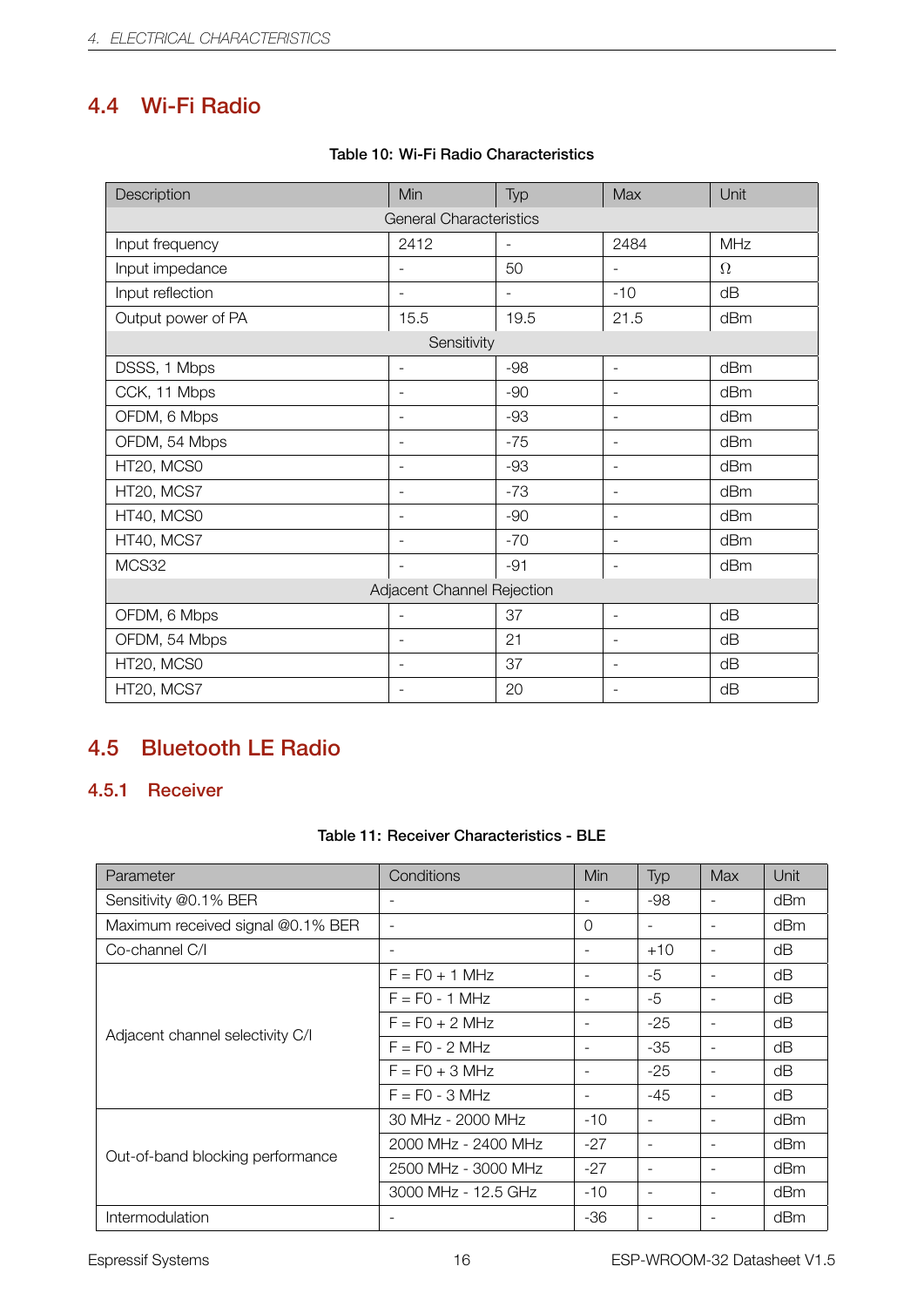## 4.4 Wi-Fi Radio

**Table 10: Wi-Fi Radio Characteristics**

| Description | Min | Typ | Max | Unit |
|---|---|---|---|---|
| General Characteristics | | | | |
| Input frequency | 2412 | - | 2484 | MHz |
| Input impedance | - | 50 | - | Ω |
| Input reflection | - | - | -10 | dB |
| Output power of PA | 15.5 | 19.5 | 21.5 | dBm |
| Sensitivity | | | | |
| DSSS, 1 Mbps | - | -98 | - | dBm |
| CCK, 11 Mbps | - | -90 | - | dBm |
| OFDM, 6 Mbps | - | -93 | - | dBm |
| OFDM, 54 Mbps | - | -75 | - | dBm |
| HT20, MCS0 | - | -93 | - | dBm |
| HT20, MCS7 | - | -73 | - | dBm |
| HT40, MCS0 | - | -90 | - | dBm |
| HT40, MCS7 | - | -70 | - | dBm |
| MCS32 | - | -91 | - | dBm |
| Adjacent Channel Rejection | | | | |
| OFDM, 6 Mbps | - | 37 | - | dB |
| OFDM, 54 Mbps | - | 21 | - | dB |
| HT20, MCS0 | - | 37 | - | dB |
| HT20, MCS7 | - | 20 | - | dB |

## 4.5 Bluetooth LE Radio

### 4.5.1 Receiver

**Table 11: Receiver Characteristics - BLE**

| Parameter | Conditions | Min | Typ | Max | Unit |
|---|---|---|---|---|---|
| Sensitivity @0.1% BER | - | - | -98 | - | dBm |
| Maximum received signal @0.1% BER | - | 0 | - | - | dBm |
| Co-channel C/I | - | - | +10 | - | dB |
| Adjacent channel selectivity C/I | F = F0 + 1 MHz | - | -5 | - | dB |
| | F = F0 - 1 MHz | - | -5 | - | dB |
| | F = F0 + 2 MHz | - | -25 | - | dB |
| | F = F0 - 2 MHz | - | -35 | - | dB |
| | F = F0 + 3 MHz | - | -25 | - | dB |
| | F = F0 - 3 MHz | - | -45 | - | dB |
| Out-of-band blocking performance | 30 MHz - 2000 MHz | -10 | - | - | dBm |
| | 2000 MHz - 2400 MHz | -27 | - | - | dBm |
| | 2500 MHz - 3000 MHz | -27 | - | - | dBm |
| | 3000 MHz - 12.5 GHz | -10 | - | - | dBm |
| Intermodulation | - | -36 | - | - | dBm |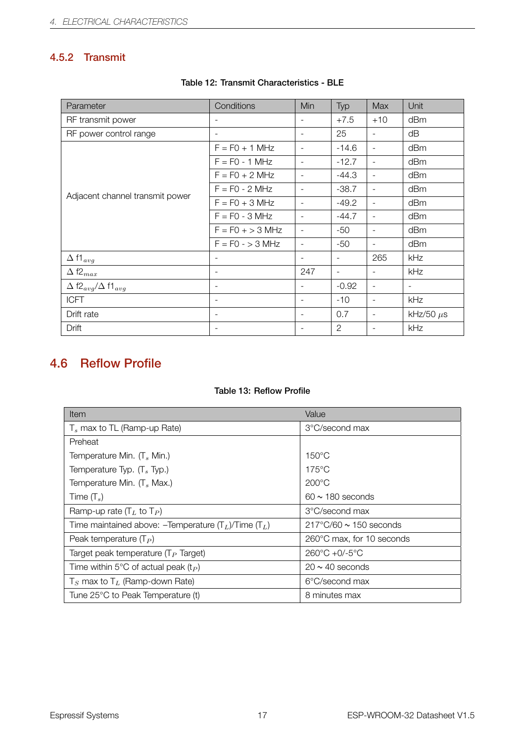### 4.5.2 Transmit

**Table 12: Transmit Characteristics - BLE**

| Parameter | Conditions | Min | Typ | Max | Unit |
|---|---|---|---|---|---|
| RF transmit power | - | - | +7.5 | +10 | dBm |
| RF power control range | - | - | 25 | - | dB |
| Adjacent channel transmit power | F = F0 + 1 MHz | - | -14.6 | - | dBm |
| | F = F0 - 1 MHz | - | -12.7 | - | dBm |
| | F = F0 + 2 MHz | - | -44.3 | - | dBm |
| | F = F0 - 2 MHz | - | -38.7 | - | dBm |
| | F = F0 + 3 MHz | - | -49.2 | - | dBm |
| | F = F0 - 3 MHz | - | -44.7 | - | dBm |
| | F = F0 + > 3 MHz | - | -50 | - | dBm |
| | F = F0 - > 3 MHz | - | -50 | - | dBm |
| $\Delta$ f1$_{avg}$ | - | - | - | 265 | kHz |
| $\Delta$ f2$_{max}$ | - | 247 | - | - | kHz |
| $\Delta$ f2$_{avg}$/$\Delta$ f1$_{avg}$ | - | - | -0.92 | - | - |
| ICFT | - | - | -10 | - | kHz |
| Drift rate | - | - | 0.7 | - | kHz/50 $\mu$s |
| Drift | - | - | 2 | - | kHz |

## 4.6 Reflow Profile

**Table 13: Reflow Profile**

| Item | Value |
|---|---|
| T$_s$ max to TL (Ramp-up Rate) | 3°C/second max |
| Preheat<br>Temperature Min. (T$_s$ Min.)<br>Temperature Typ. (T$_s$ Typ.)<br>Temperature Min. (T$_s$ Max.)<br>Time (T$_s$) | <br>150°C<br>175°C<br>200°C<br>60 ~ 180 seconds |
| Ramp-up rate (T$_L$ to T$_P$) | 3°C/second max |
| Time maintained above: –Temperature (T$_L$)/Time (T$_L$) | 217°C/60 ~ 150 seconds |
| Peak temperature (T$_P$) | 260°C max, for 10 seconds |
| Target peak temperature (T$_P$ Target) | 260°C +0/-5°C |
| Time within 5°C of actual peak (t$_P$) | 20 ~ 40 seconds |
| T$_S$ max to T$_L$ (Ramp-down Rate) | 6°C/second max |
| Tune 25°C to Peak Temperature (t) | 8 minutes max |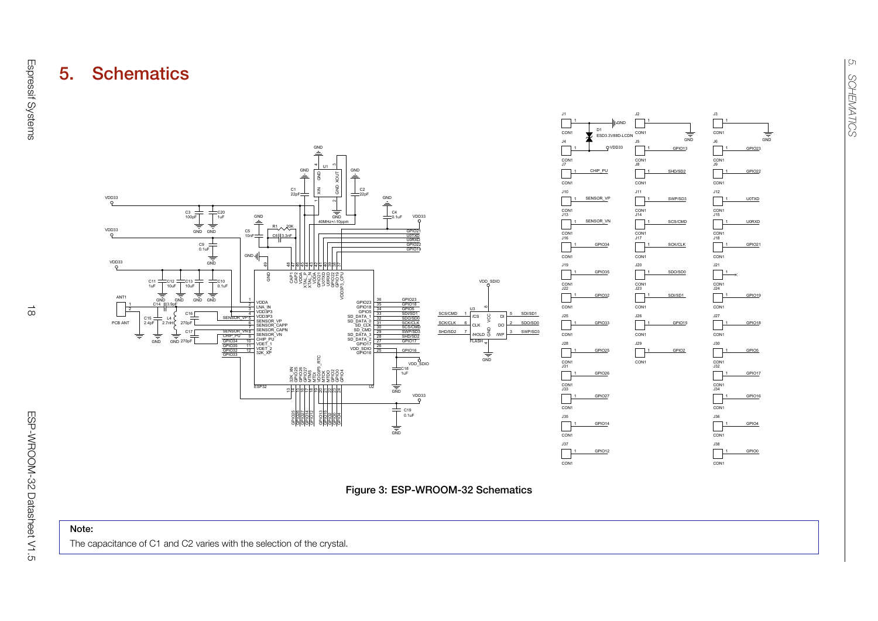# 5. Schematics

Figure 3: ESP-WROOM-32 Schematics

**Note:**

The capacitance of C1 and C2 varies with the selection of the crystal.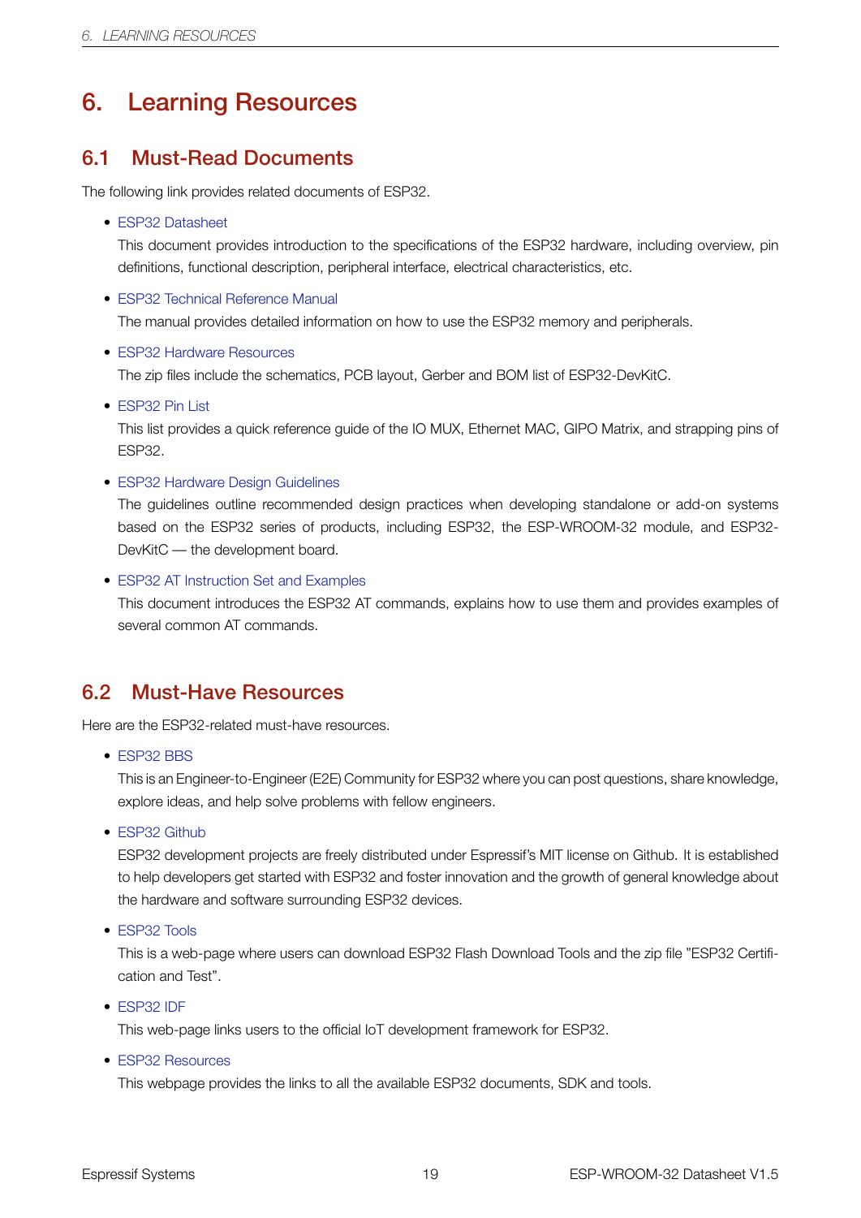# 6. Learning Resources

## 6.1 Must-Read Documents

The following link provides related documents of ESP32.

- ESP32 Datasheet

  This document provides introduction to the specifications of the ESP32 hardware, including overview, pin definitions, functional description, peripheral interface, electrical characteristics, etc.

- ESP32 Technical Reference Manual

  The manual provides detailed information on how to use the ESP32 memory and peripherals.

- ESP32 Hardware Resources

  The zip files include the schematics, PCB layout, Gerber and BOM list of ESP32-DevKitC.

- ESP32 Pin List

  This list provides a quick reference guide of the IO MUX, Ethernet MAC, GIPO Matrix, and strapping pins of ESP32.

- ESP32 Hardware Design Guidelines

  The guidelines outline recommended design practices when developing standalone or add-on systems based on the ESP32 series of products, including ESP32, the ESP-WROOM-32 module, and ESP32-DevKitC — the development board.

- ESP32 AT Instruction Set and Examples

  This document introduces the ESP32 AT commands, explains how to use them and provides examples of several common AT commands.

## 6.2 Must-Have Resources

Here are the ESP32-related must-have resources.

- ESP32 BBS

  This is an Engineer-to-Engineer (E2E) Community for ESP32 where you can post questions, share knowledge, explore ideas, and help solve problems with fellow engineers.

- ESP32 Github

  ESP32 development projects are freely distributed under Espressif's MIT license on Github. It is established to help developers get started with ESP32 and foster innovation and the growth of general knowledge about the hardware and software surrounding ESP32 devices.

- ESP32 Tools

  This is a web-page where users can download ESP32 Flash Download Tools and the zip file "ESP32 Certification and Test".

- ESP32 IDF

  This web-page links users to the official IoT development framework for ESP32.

- ESP32 Resources

  This webpage provides the links to all the available ESP32 documents, SDK and tools.